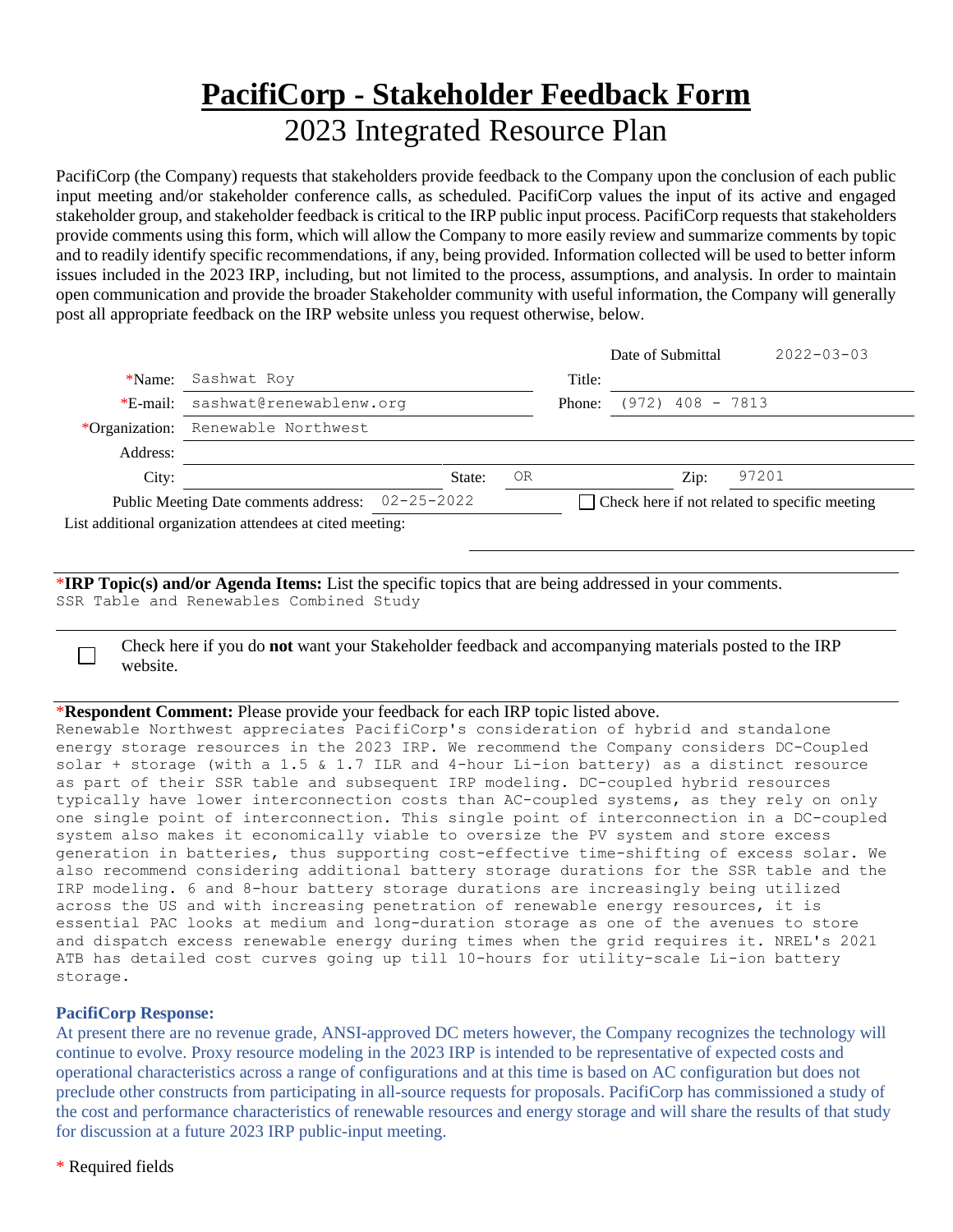# PacifiCorp - Stakeholder Feedback Form

## 2023 Integrated Resource Plan

PacifiCorp (the Company) requests that stakeholders provide feedback to the Company upon the conclusion of each public input meeting and/or stakeholder conference calls, as scheduled. PacifiCorp values the input of its active and engaged stakeholder group, and stakeholder feedback is critical to the IRP public input process. PacifiCorp requests that stakeholders provide comments using this form, which will allow the Company to more easily review and summarize comments by topic and to readily identify specific recommendations, if any, being provided. Information collected will be used to better inform issues included in the 2023 IRP, including, but not limited to the process, assumptions, and analysis. In order to maintain open communication and provide the broader Stakeholder community with useful information, the Company will generally post all appropriate feedback on the IRP website unless you request otherwise, below.

Date of Submittal: 2022-03-03

*Name: Sashwat Roy

Title:

*E-mail: sashwat@renewablenw.org

Phone: (972) 408 - 7813

*Organization: Renewable Northwest

Address:

City:

State: OR

Zip: 97201

Public Meeting Date comments address: 02-25-2022

☐ Check here if not related to specific meeting

List additional organization attendees at cited meeting:

***IRP Topic(s) and/or Agenda Items:** List the specific topics that are being addressed in your comments.

SSR Table and Renewables Combined Study

☐ Check here if you do **not** want your Stakeholder feedback and accompanying materials posted to the IRP website.

***Respondent Comment:** Please provide your feedback for each IRP topic listed above.

Renewable Northwest appreciates PacifiCorp's consideration of hybrid and standalone energy storage resources in the 2023 IRP. We recommend the Company considers DC-Coupled solar + storage (with a 1.5 & 1.7 ILR and 4-hour Li-ion battery) as a distinct resource as part of their SSR table and subsequent IRP modeling. DC-coupled hybrid resources typically have lower interconnection costs than AC-coupled systems, as they rely on only one single point of interconnection. This single point of interconnection in a DC-coupled system also makes it economically viable to oversize the PV system and store excess generation in batteries, thus supporting cost-effective time-shifting of excess solar. We also recommend considering additional battery storage durations for the SSR table and the IRP modeling. 6 and 8-hour battery storage durations are increasingly being utilized across the US and with increasing penetration of renewable energy resources, it is essential PAC looks at medium and long-duration storage as one of the avenues to store and dispatch excess renewable energy during times when the grid requires it. NREL's 2021 ATB has detailed cost curves going up till 10-hours for utility-scale Li-ion battery storage.

**PacifiCorp Response:**

At present there are no revenue grade, ANSI-approved DC meters however, the Company recognizes the technology will continue to evolve. Proxy resource modeling in the 2023 IRP is intended to be representative of expected costs and operational characteristics across a range of configurations and at this time is based on AC configuration but does not preclude other constructs from participating in all-source requests for proposals. PacifiCorp has commissioned a study of the cost and performance characteristics of renewable resources and energy storage and will share the results of that study for discussion at a future 2023 IRP public-input meeting.

\* Required fields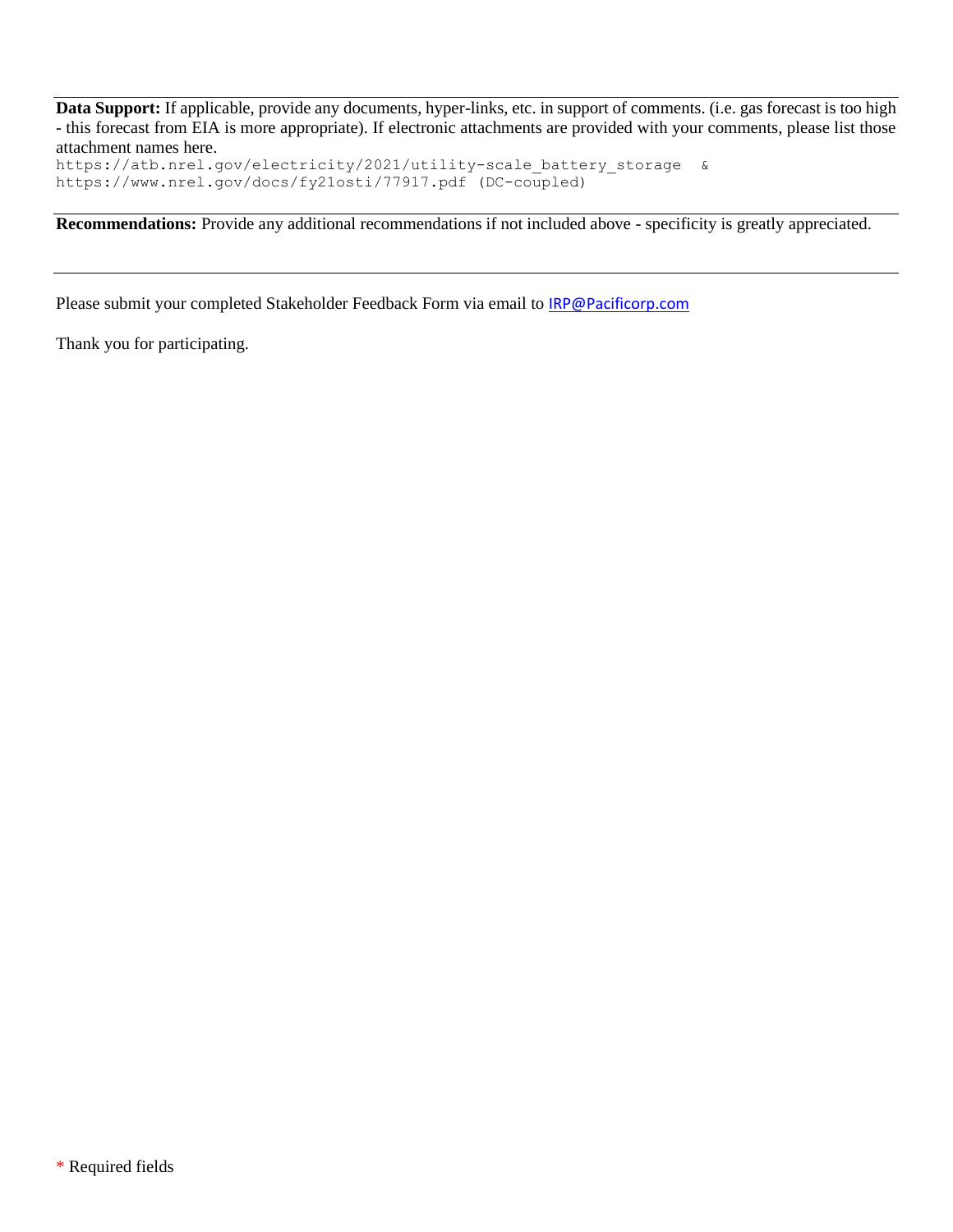**Data Support:** If applicable, provide any documents, hyper-links, etc. in support of comments. (i.e. gas forecast is too high - this forecast from EIA is more appropriate). If electronic attachments are provided with your comments, please list those attachment names here.

```
https://atb.nrel.gov/electricity/2021/utility-scale_battery_storage  &
https://www.nrel.gov/docs/fy21osti/77917.pdf (DC-coupled)
```

**Recommendations:** Provide any additional recommendations if not included above - specificity is greatly appreciated.

---

Please submit your completed Stakeholder Feedback Form via email to IRP@Pacificorp.com

Thank you for participating.

* Required fields